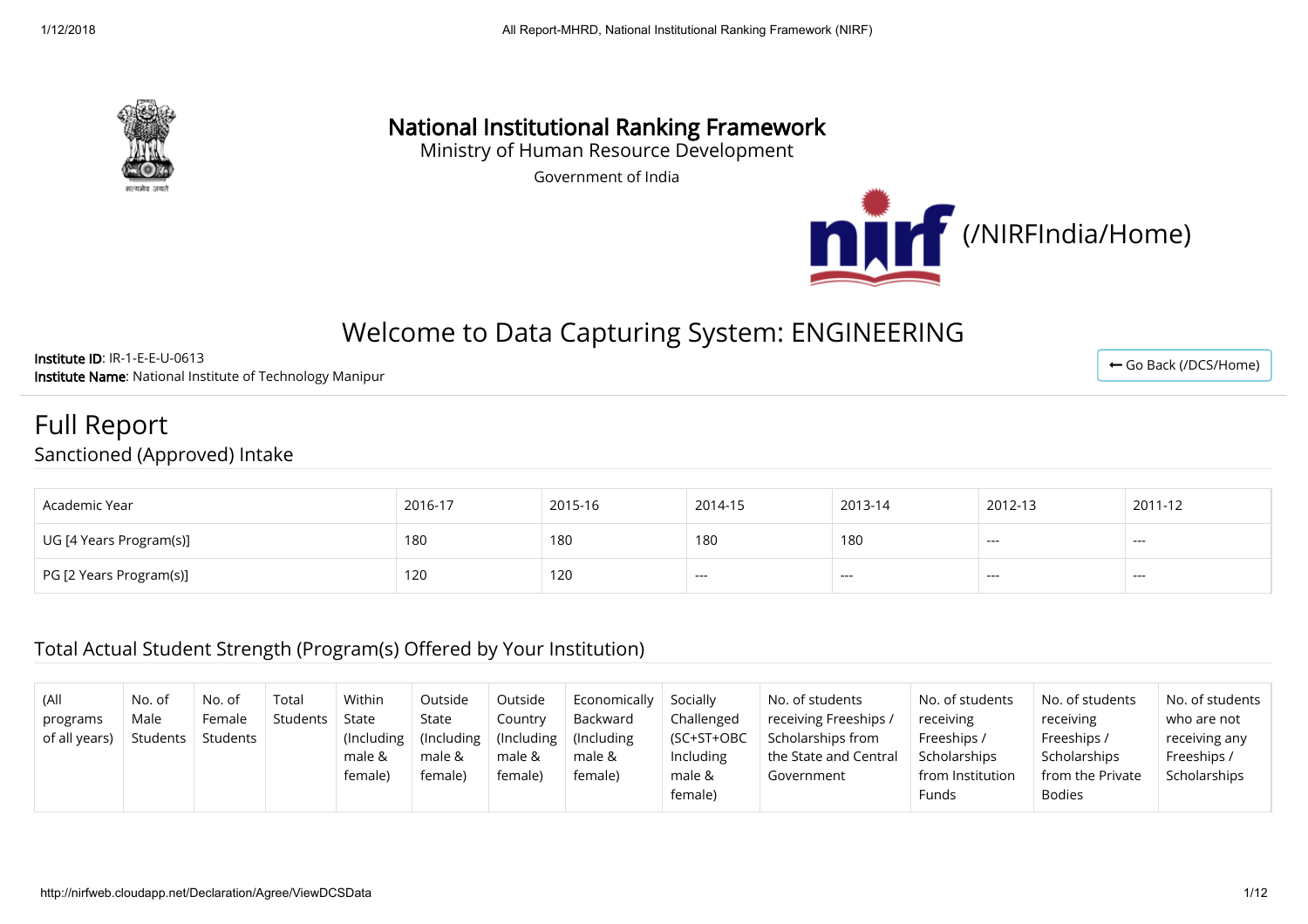# National Institutional Ranking Framework

Ministry of Human Resource Development

Government of India

(/NIRFIndia/Home)

## Welcome to Data Capturing System: ENGINEERING

**Institute ID**: IR-1-E-E-U-0613

**Institute Name**: National Institute of Technology Manipur

Go Back (/DCS/Home)

# Full Report

## Sanctioned (Approved) Intake

| Academic Year | 2016-17 | 2015-16 | 2014-15 | 2013-14 | 2012-13 | 2011-12 |
|---|---|---|---|---|---|---|
| UG [4 Years Program(s)] | 180 | 180 | 180 | 180 | --- | --- |
| PG [2 Years Program(s)] | 120 | 120 | --- | --- | --- | --- |

## Total Actual Student Strength (Program(s) Offered by Your Institution)

| (All programs of all years) | No. of Male Students | No. of Female Students | Total Students | Within State (Including male & female) | Outside State (Including male & female) | Outside Country (Including male & female) | Economically Backward (Including male & female) | Socially Challenged (SC+ST+OBC Including male & female) | No. of students receiving Freeships / Scholarships from the State and Central Government | No. of students receiving Freeships / Scholarships from Institution Funds | No. of students receiving Freeships / Scholarships from the Private Bodies | No. of students who are not receiving any Freeships / Scholarships |
|---|---|---|---|---|---|---|---|---|---|---|---|---|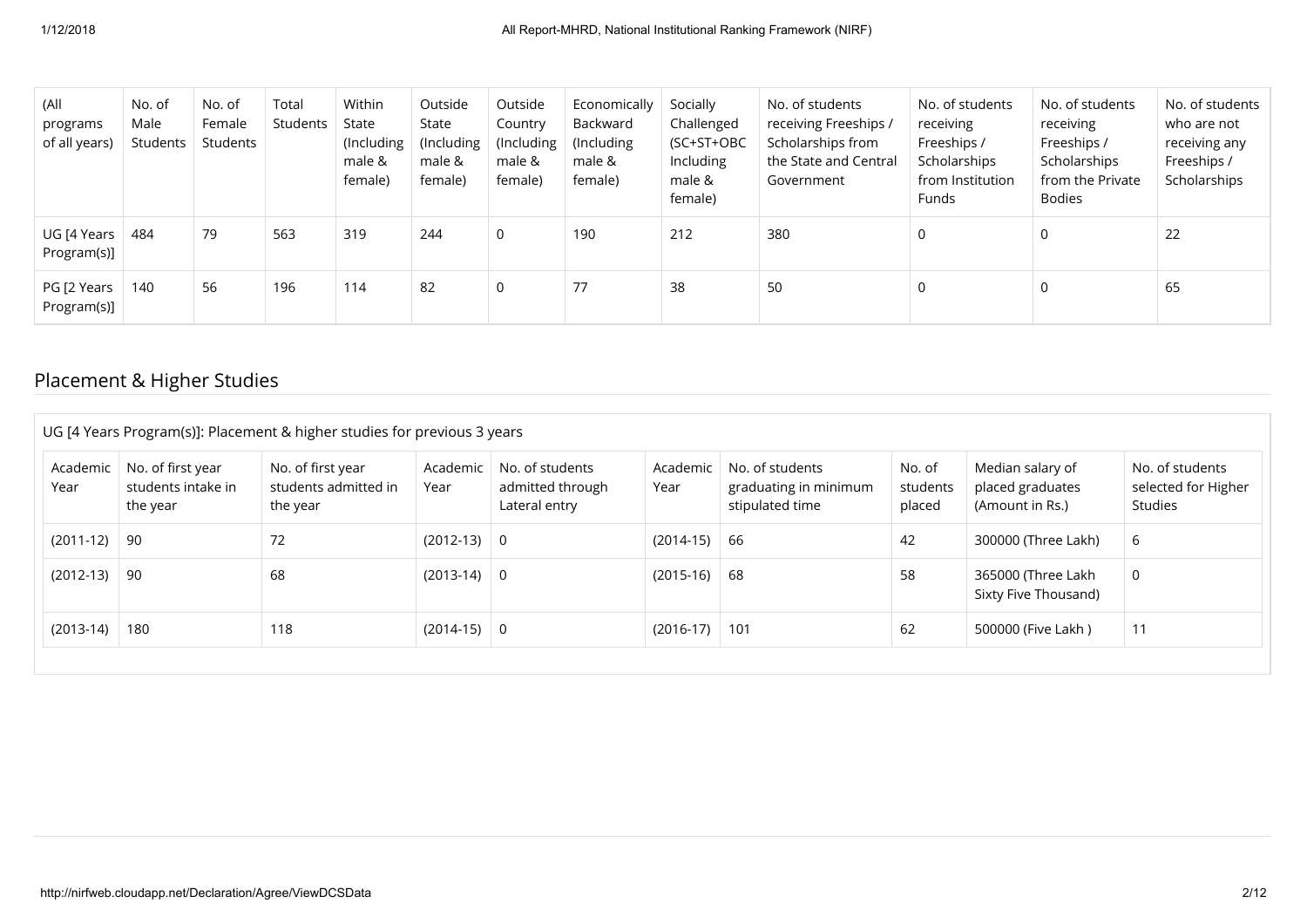| (All programs of all years) | No. of Male Students | No. of Female Students | Total Students | Within State (Including male & female) | Outside State (Including male & female) | Outside Country (Including male & female) | Economically Backward (Including male & female) | Socially Challenged (SC+ST+OBC Including male & female) | No. of students receiving Freeships / Scholarships from the State and Central Government | No. of students receiving Freeships / Scholarships from Institution Funds | No. of students receiving Freeships / Scholarships from the Private Bodies | No. of students who are not receiving any Freeships / Scholarships |
|---|---|---|---|---|---|---|---|---|---|---|---|---|
| UG [4 Years Program(s)] | 484 | 79 | 563 | 319 | 244 | 0 | 190 | 212 | 380 | 0 | 0 | 22 |
| PG [2 Years Program(s)] | 140 | 56 | 196 | 114 | 82 | 0 | 77 | 38 | 50 | 0 | 0 | 65 |

## Placement & Higher Studies

UG [4 Years Program(s)]: Placement & higher studies for previous 3 years

| Academic Year | No. of first year students intake in the year | No. of first year students admitted in the year | Academic Year | No. of students admitted through Lateral entry | Academic Year | No. of students graduating in minimum stipulated time | No. of students placed | Median salary of placed graduates (Amount in Rs.) | No. of students selected for Higher Studies |
|---|---|---|---|---|---|---|---|---|---|
| (2011-12) | 90 | 72 | (2012-13) | 0 | (2014-15) | 66 | 42 | 300000 (Three Lakh) | 6 |
| (2012-13) | 90 | 68 | (2013-14) | 0 | (2015-16) | 68 | 58 | 365000 (Three Lakh Sixty Five Thousand) | 0 |
| (2013-14) | 180 | 118 | (2014-15) | 0 | (2016-17) | 101 | 62 | 500000 (Five Lakh ) | 11 |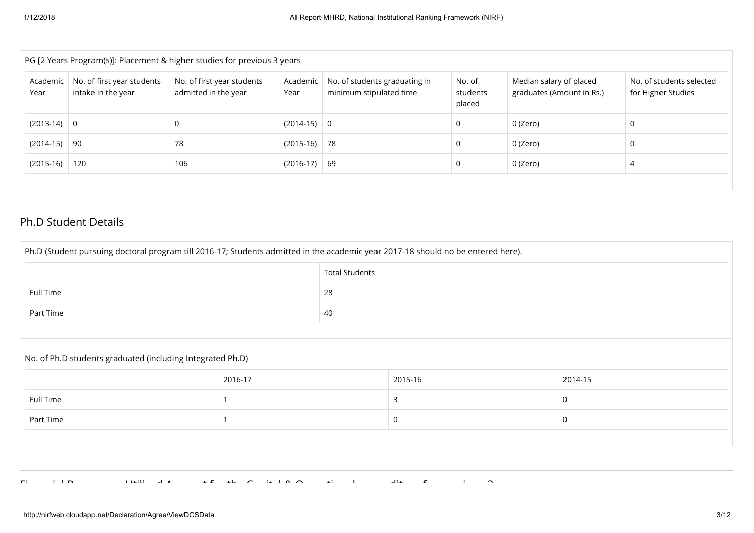PG [2 Years Program(s)]: Placement & higher studies for previous 3 years

| Academic Year | No. of first year students intake in the year | No. of first year students admitted in the year | Academic Year | No. of students graduating in minimum stipulated time | No. of students placed | Median salary of placed graduates (Amount in Rs.) | No. of students selected for Higher Studies |
|---|---|---|---|---|---|---|---|
| (2013-14) | 0 | 0 | (2014-15) | 0 | 0 | 0 (Zero) | 0 |
| (2014-15) | 90 | 78 | (2015-16) | 78 | 0 | 0 (Zero) | 0 |
| (2015-16) | 120 | 106 | (2016-17) | 69 | 0 | 0 (Zero) | 4 |

## Ph.D Student Details

Ph.D (Student pursuing doctoral program till 2016-17; Students admitted in the academic year 2017-18 should no be entered here).

| | Total Students |
|---|---|
| Full Time | 28 |
| Part Time | 40 |

No. of Ph.D students graduated (including Integrated Ph.D)

| | 2016-17 | 2015-16 | 2014-15 |
|---|---|---|---|
| Full Time | 1 | 3 | 0 |
| Part Time | 1 | 0 | 0 |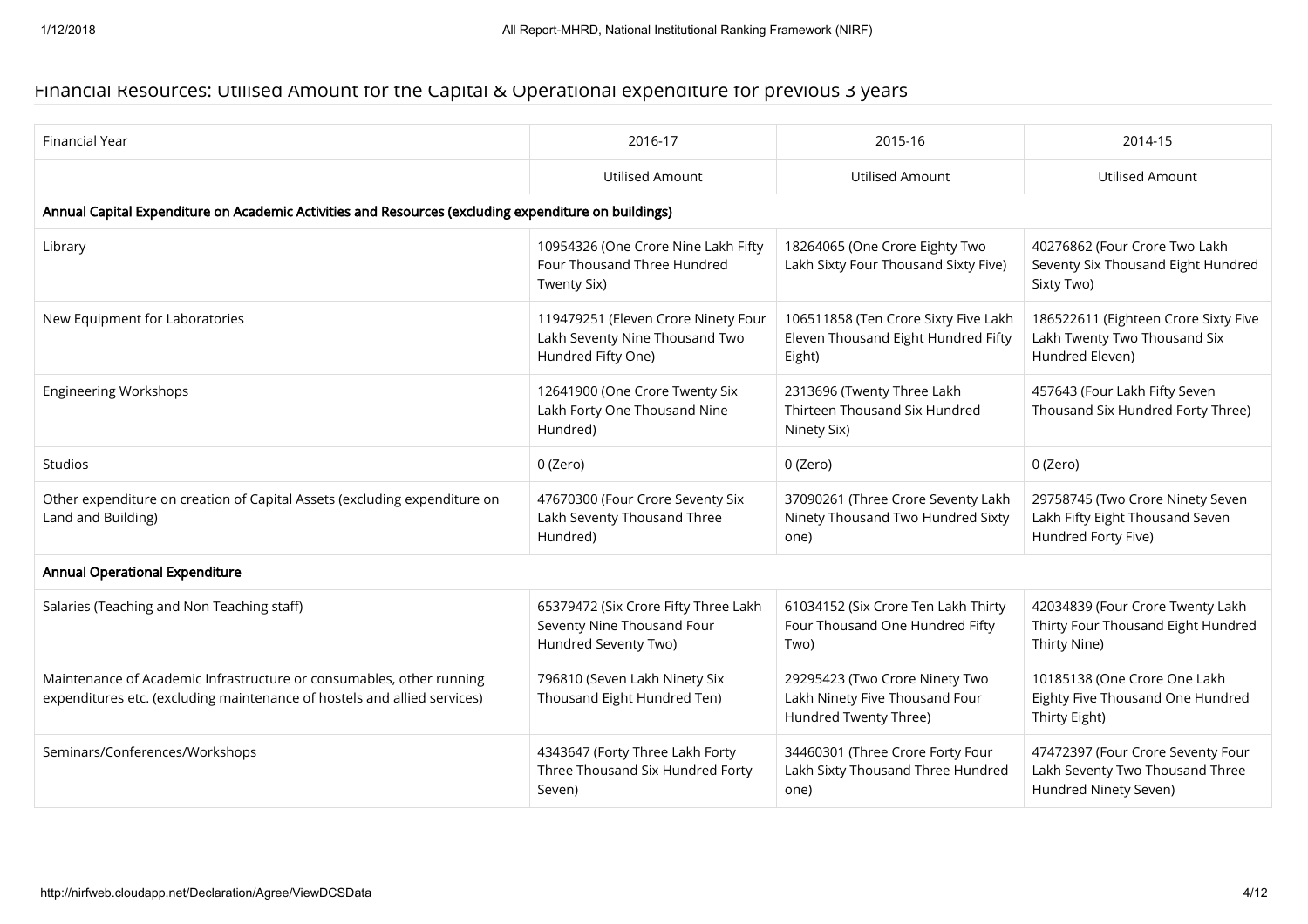## Financial Resources: Utilised Amount for the Capital & Operational expenditure for previous 3 years

| Financial Year | 2016-17 | 2015-16 | 2014-15 |
|---|---|---|---|
| | Utilised Amount | Utilised Amount | Utilised Amount |
| **Annual Capital Expenditure on Academic Activities and Resources (excluding expenditure on buildings)** | | | |
| Library | 10954326 (One Crore Nine Lakh Fifty Four Thousand Three Hundred Twenty Six) | 18264065 (One Crore Eighty Two Lakh Sixty Four Thousand Sixty Five) | 40276862 (Four Crore Two Lakh Seventy Six Thousand Eight Hundred Sixty Two) |
| New Equipment for Laboratories | 119479251 (Eleven Crore Ninety Four Lakh Seventy Nine Thousand Two Hundred Fifty One) | 106511858 (Ten Crore Sixty Five Lakh Eleven Thousand Eight Hundred Fifty Eight) | 186522611 (Eighteen Crore Sixty Five Lakh Twenty Two Thousand Six Hundred Eleven) |
| Engineering Workshops | 12641900 (One Crore Twenty Six Lakh Forty One Thousand Nine Hundred) | 2313696 (Twenty Three Lakh Thirteen Thousand Six Hundred Ninety Six) | 457643 (Four Lakh Fifty Seven Thousand Six Hundred Forty Three) |
| Studios | 0 (Zero) | 0 (Zero) | 0 (Zero) |
| Other expenditure on creation of Capital Assets (excluding expenditure on Land and Building) | 47670300 (Four Crore Seventy Six Lakh Seventy Thousand Three Hundred) | 37090261 (Three Crore Seventy Lakh Ninety Thousand Two Hundred Sixty one) | 29758745 (Two Crore Ninety Seven Lakh Fifty Eight Thousand Seven Hundred Forty Five) |
| **Annual Operational Expenditure** | | | |
| Salaries (Teaching and Non Teaching staff) | 65379472 (Six Crore Fifty Three Lakh Seventy Nine Thousand Four Hundred Seventy Two) | 61034152 (Six Crore Ten Lakh Thirty Four Thousand One Hundred Fifty Two) | 42034839 (Four Crore Twenty Lakh Thirty Four Thousand Eight Hundred Thirty Nine) |
| Maintenance of Academic Infrastructure or consumables, other running expenditures etc. (excluding maintenance of hostels and allied services) | 796810 (Seven Lakh Ninety Six Thousand Eight Hundred Ten) | 29295423 (Two Crore Ninety Two Lakh Ninety Five Thousand Four Hundred Twenty Three) | 10185138 (One Crore One Lakh Eighty Five Thousand One Hundred Thirty Eight) |
| Seminars/Conferences/Workshops | 4343647 (Forty Three Lakh Forty Three Thousand Six Hundred Forty Seven) | 34460301 (Three Crore Forty Four Lakh Sixty Thousand Three Hundred one) | 47472397 (Four Crore Seventy Four Lakh Seventy Two Thousand Three Hundred Ninety Seven) |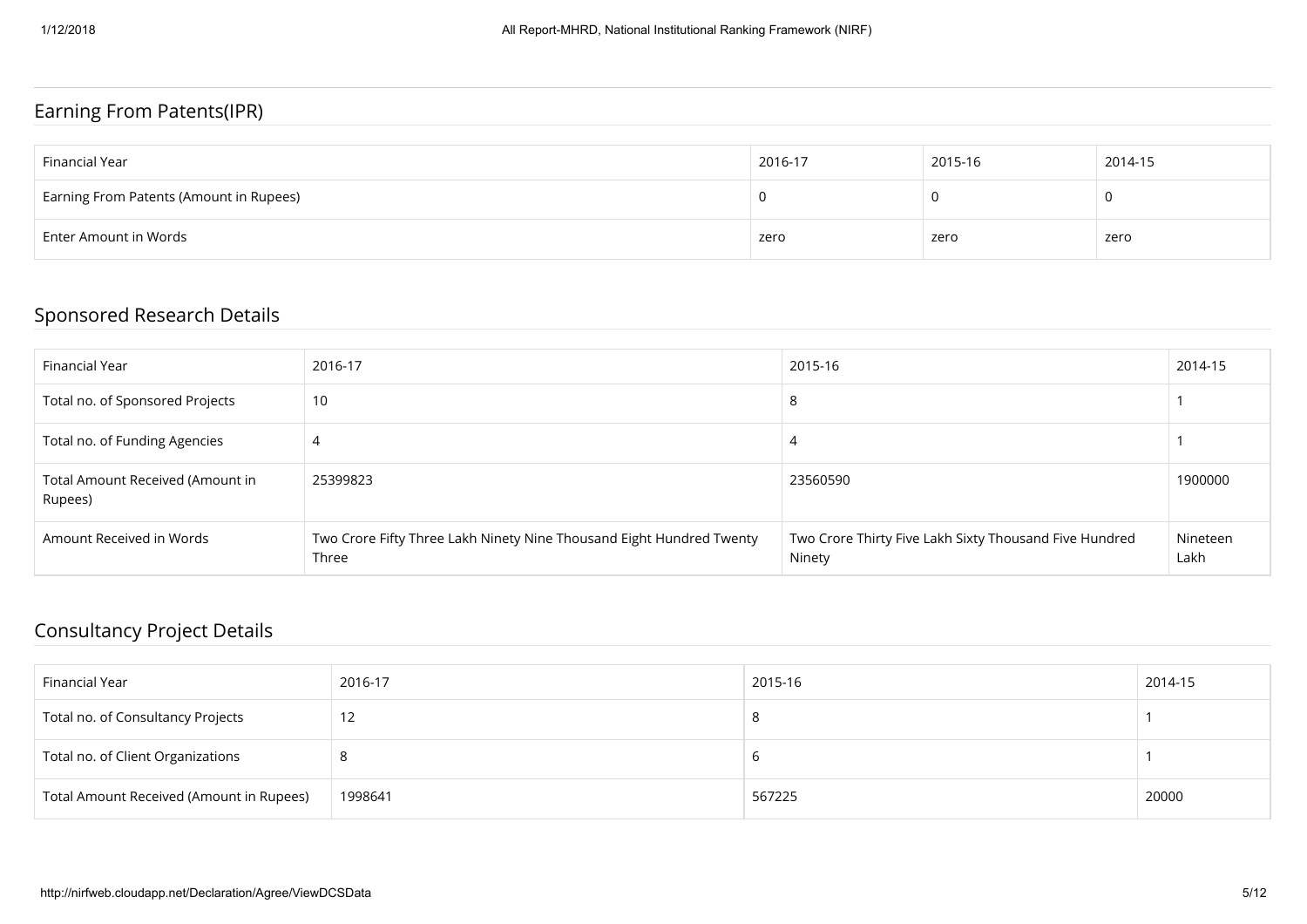## Earning From Patents(IPR)

| Financial Year | 2016-17 | 2015-16 | 2014-15 |
|---|---|---|---|
| Earning From Patents (Amount in Rupees) | 0 | 0 | 0 |
| Enter Amount in Words | zero | zero | zero |

## Sponsored Research Details

| Financial Year | 2016-17 | 2015-16 | 2014-15 |
|---|---|---|---|
| Total no. of Sponsored Projects | 10 | 8 | 1 |
| Total no. of Funding Agencies | 4 | 4 | 1 |
| Total Amount Received (Amount in Rupees) | 25399823 | 23560590 | 1900000 |
| Amount Received in Words | Two Crore Fifty Three Lakh Ninety Nine Thousand Eight Hundred Twenty Three | Two Crore Thirty Five Lakh Sixty Thousand Five Hundred Ninety | Nineteen Lakh |

## Consultancy Project Details

| Financial Year | 2016-17 | 2015-16 | 2014-15 |
|---|---|---|---|
| Total no. of Consultancy Projects | 12 | 8 | 1 |
| Total no. of Client Organizations | 8 | 6 | 1 |
| Total Amount Received (Amount in Rupees) | 1998641 | 567225 | 20000 |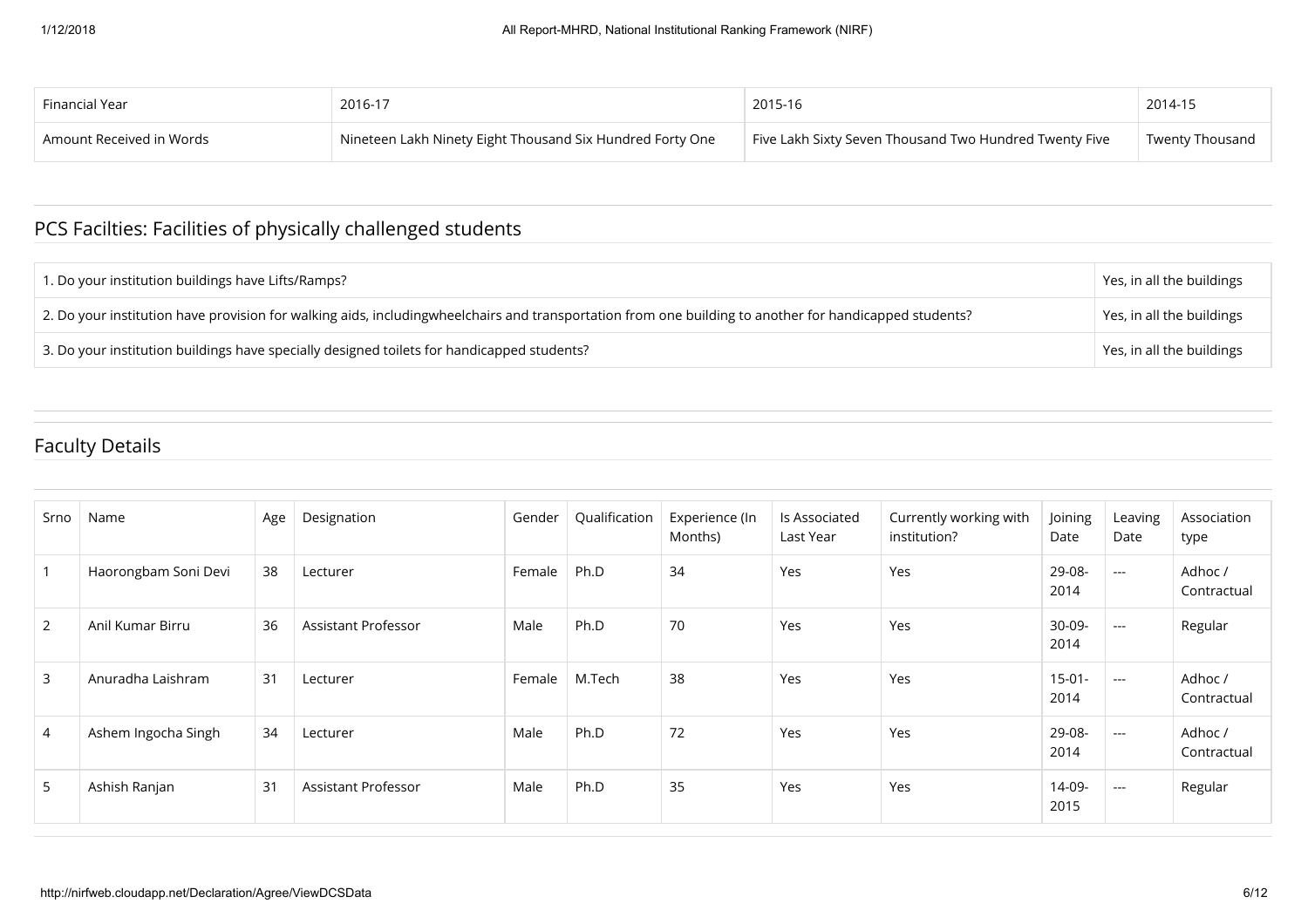| Financial Year | 2016-17 | 2015-16 | 2014-15 |
| --- | --- | --- | --- |
| Amount Received in Words | Nineteen Lakh Ninety Eight Thousand Six Hundred Forty One | Five Lakh Sixty Seven Thousand Two Hundred Twenty Five | Twenty Thousand |

## PCS Facilties: Facilities of physically challenged students

| | |
| --- | --- |
| 1. Do your institution buildings have Lifts/Ramps? | Yes, in all the buildings |
| 2. Do your institution have provision for walking aids, includingwheelchairs and transportation from one building to another for handicapped students? | Yes, in all the buildings |
| 3. Do your institution buildings have specially designed toilets for handicapped students? | Yes, in all the buildings |

## Faculty Details

| Srno | Name | Age | Designation | Gender | Qualification | Experience (In Months) | Is Associated Last Year | Currently working with institution? | Joining Date | Leaving Date | Association type |
| --- | --- | --- | --- | --- | --- | --- | --- | --- | --- | --- | --- |
| 1 | Haorongbam Soni Devi | 38 | Lecturer | Female | Ph.D | 34 | Yes | Yes | 29-08-2014 | --- | Adhoc / Contractual |
| 2 | Anil Kumar Birru | 36 | Assistant Professor | Male | Ph.D | 70 | Yes | Yes | 30-09-2014 | --- | Regular |
| 3 | Anuradha Laishram | 31 | Lecturer | Female | M.Tech | 38 | Yes | Yes | 15-01-2014 | --- | Adhoc / Contractual |
| 4 | Ashem Ingocha Singh | 34 | Lecturer | Male | Ph.D | 72 | Yes | Yes | 29-08-2014 | --- | Adhoc / Contractual |
| 5 | Ashish Ranjan | 31 | Assistant Professor | Male | Ph.D | 35 | Yes | Yes | 14-09-2015 | --- | Regular |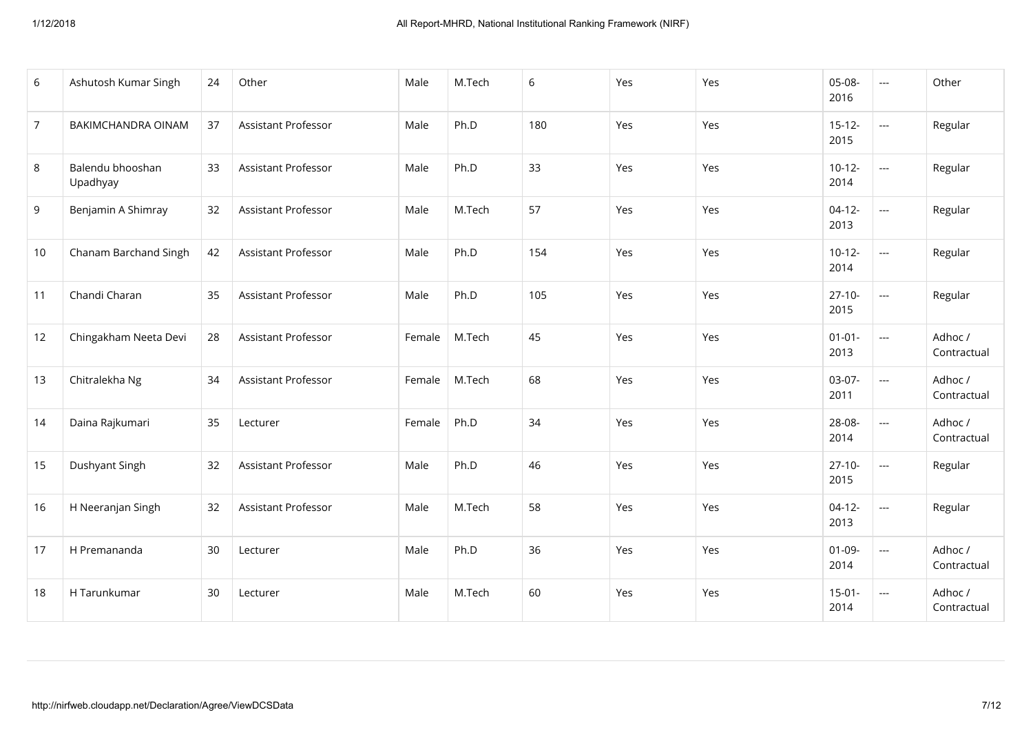| 6 | Ashutosh Kumar Singh | 24 | Other | Male | M.Tech | 6 | Yes | Yes | 05-08-2016 | --- | Other |
|---|---|---|---|---|---|---|---|---|---|---|---|
| 7 | BAKIMCHANDRA OINAM | 37 | Assistant Professor | Male | Ph.D | 180 | Yes | Yes | 15-12-2015 | --- | Regular |
| 8 | Balendu bhooshan Upadhyay | 33 | Assistant Professor | Male | Ph.D | 33 | Yes | Yes | 10-12-2014 | --- | Regular |
| 9 | Benjamin A Shimray | 32 | Assistant Professor | Male | M.Tech | 57 | Yes | Yes | 04-12-2013 | --- | Regular |
| 10 | Chanam Barchand Singh | 42 | Assistant Professor | Male | Ph.D | 154 | Yes | Yes | 10-12-2014 | --- | Regular |
| 11 | Chandi Charan | 35 | Assistant Professor | Male | Ph.D | 105 | Yes | Yes | 27-10-2015 | --- | Regular |
| 12 | Chingakham Neeta Devi | 28 | Assistant Professor | Female | M.Tech | 45 | Yes | Yes | 01-01-2013 | --- | Adhoc / Contractual |
| 13 | Chitralekha Ng | 34 | Assistant Professor | Female | M.Tech | 68 | Yes | Yes | 03-07-2011 | --- | Adhoc / Contractual |
| 14 | Daina Rajkumari | 35 | Lecturer | Female | Ph.D | 34 | Yes | Yes | 28-08-2014 | --- | Adhoc / Contractual |
| 15 | Dushyant Singh | 32 | Assistant Professor | Male | Ph.D | 46 | Yes | Yes | 27-10-2015 | --- | Regular |
| 16 | H Neeranjan Singh | 32 | Assistant Professor | Male | M.Tech | 58 | Yes | Yes | 04-12-2013 | --- | Regular |
| 17 | H Premananda | 30 | Lecturer | Male | Ph.D | 36 | Yes | Yes | 01-09-2014 | --- | Adhoc / Contractual |
| 18 | H Tarunkumar | 30 | Lecturer | Male | M.Tech | 60 | Yes | Yes | 15-01-2014 | --- | Adhoc / Contractual |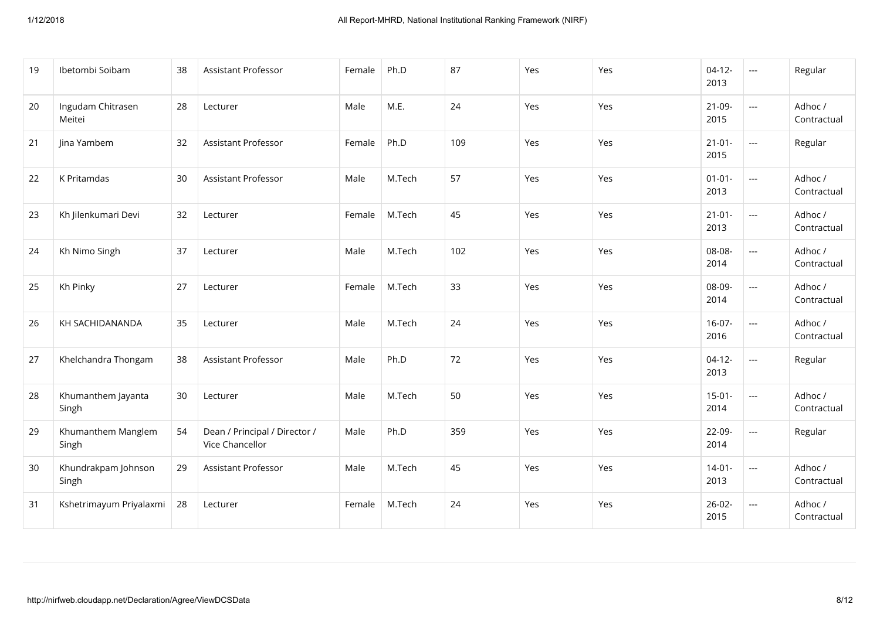| 19 | Ibetombi Soibam | 38 | Assistant Professor | Female | Ph.D | 87 | Yes | Yes | 04-12-2013 | --- | Regular |
|---|---|---|---|---|---|---|---|---|---|---|---|
| 20 | Ingudam Chitrasen Meitei | 28 | Lecturer | Male | M.E. | 24 | Yes | Yes | 21-09-2015 | --- | Adhoc / Contractual |
| 21 | Jina Yambem | 32 | Assistant Professor | Female | Ph.D | 109 | Yes | Yes | 21-01-2015 | --- | Regular |
| 22 | K Pritamdas | 30 | Assistant Professor | Male | M.Tech | 57 | Yes | Yes | 01-01-2013 | --- | Adhoc / Contractual |
| 23 | Kh Jilenkumari Devi | 32 | Lecturer | Female | M.Tech | 45 | Yes | Yes | 21-01-2013 | --- | Adhoc / Contractual |
| 24 | Kh Nimo Singh | 37 | Lecturer | Male | M.Tech | 102 | Yes | Yes | 08-08-2014 | --- | Adhoc / Contractual |
| 25 | Kh Pinky | 27 | Lecturer | Female | M.Tech | 33 | Yes | Yes | 08-09-2014 | --- | Adhoc / Contractual |
| 26 | KH SACHIDANANDA | 35 | Lecturer | Male | M.Tech | 24 | Yes | Yes | 16-07-2016 | --- | Adhoc / Contractual |
| 27 | Khelchandra Thongam | 38 | Assistant Professor | Male | Ph.D | 72 | Yes | Yes | 04-12-2013 | --- | Regular |
| 28 | Khumanthem Jayanta Singh | 30 | Lecturer | Male | M.Tech | 50 | Yes | Yes | 15-01-2014 | --- | Adhoc / Contractual |
| 29 | Khumanthem Manglem Singh | 54 | Dean / Principal / Director / Vice Chancellor | Male | Ph.D | 359 | Yes | Yes | 22-09-2014 | --- | Regular |
| 30 | Khundrakpam Johnson Singh | 29 | Assistant Professor | Male | M.Tech | 45 | Yes | Yes | 14-01-2013 | --- | Adhoc / Contractual |
| 31 | Kshetrimayum Priyalaxmi | 28 | Lecturer | Female | M.Tech | 24 | Yes | Yes | 26-02-2015 | --- | Adhoc / Contractual |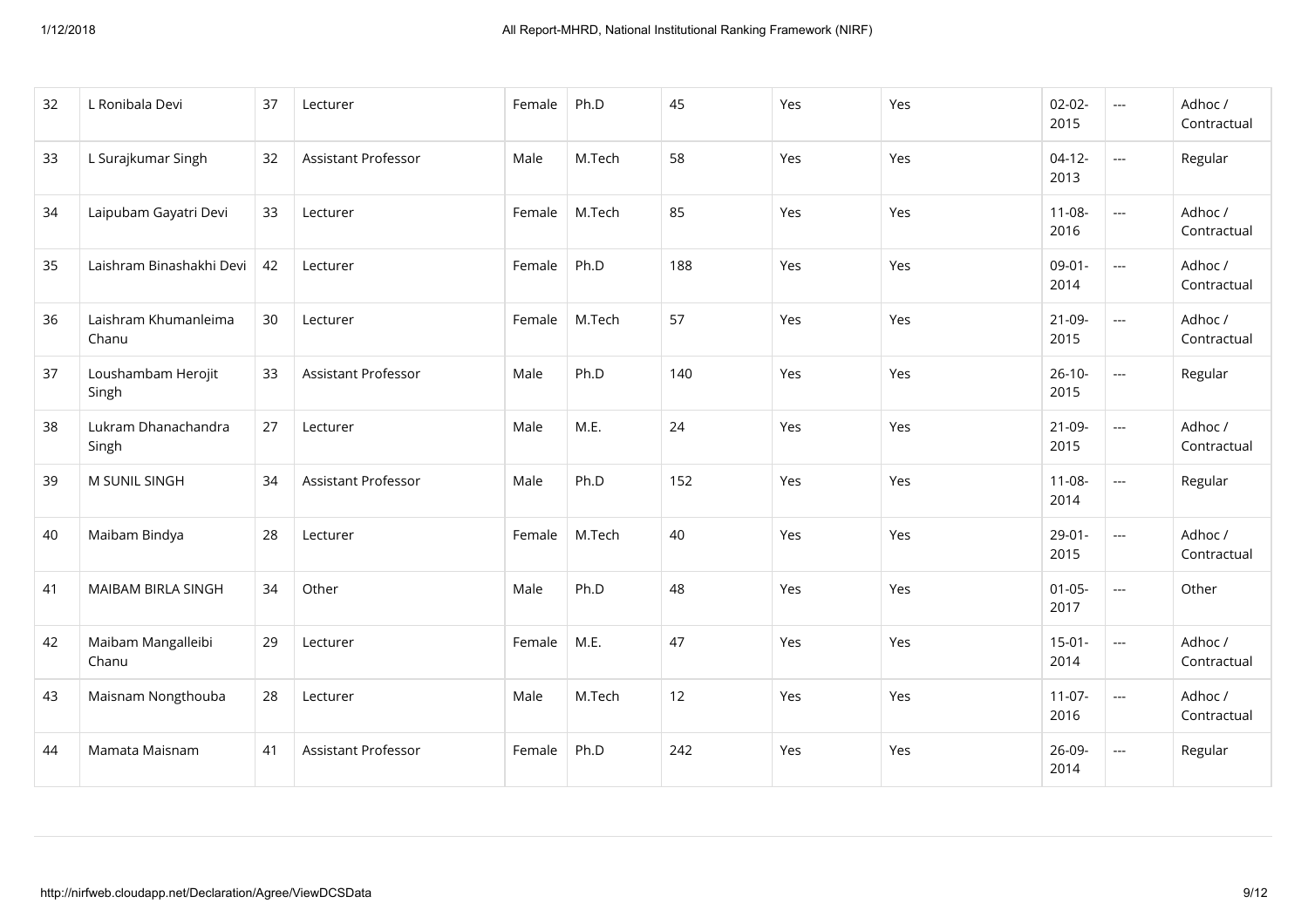| 32 | L Ronibala Devi | 37 | Lecturer | Female | Ph.D | 45 | Yes | Yes | 02-02-2015 | --- | Adhoc / Contractual |
|---|---|---|---|---|---|---|---|---|---|---|---|
| 33 | L Surajkumar Singh | 32 | Assistant Professor | Male | M.Tech | 58 | Yes | Yes | 04-12-2013 | --- | Regular |
| 34 | Laipubam Gayatri Devi | 33 | Lecturer | Female | M.Tech | 85 | Yes | Yes | 11-08-2016 | --- | Adhoc / Contractual |
| 35 | Laishram Binashakhi Devi | 42 | Lecturer | Female | Ph.D | 188 | Yes | Yes | 09-01-2014 | --- | Adhoc / Contractual |
| 36 | Laishram Khumanleima Chanu | 30 | Lecturer | Female | M.Tech | 57 | Yes | Yes | 21-09-2015 | --- | Adhoc / Contractual |
| 37 | Loushambam Herojit Singh | 33 | Assistant Professor | Male | Ph.D | 140 | Yes | Yes | 26-10-2015 | --- | Regular |
| 38 | Lukram Dhanachandra Singh | 27 | Lecturer | Male | M.E. | 24 | Yes | Yes | 21-09-2015 | --- | Adhoc / Contractual |
| 39 | M SUNIL SINGH | 34 | Assistant Professor | Male | Ph.D | 152 | Yes | Yes | 11-08-2014 | --- | Regular |
| 40 | Maibam Bindya | 28 | Lecturer | Female | M.Tech | 40 | Yes | Yes | 29-01-2015 | --- | Adhoc / Contractual |
| 41 | MAIBAM BIRLA SINGH | 34 | Other | Male | Ph.D | 48 | Yes | Yes | 01-05-2017 | --- | Other |
| 42 | Maibam Mangalleibi Chanu | 29 | Lecturer | Female | M.E. | 47 | Yes | Yes | 15-01-2014 | --- | Adhoc / Contractual |
| 43 | Maisnam Nongthouba | 28 | Lecturer | Male | M.Tech | 12 | Yes | Yes | 11-07-2016 | --- | Adhoc / Contractual |
| 44 | Mamata Maisnam | 41 | Assistant Professor | Female | Ph.D | 242 | Yes | Yes | 26-09-2014 | --- | Regular |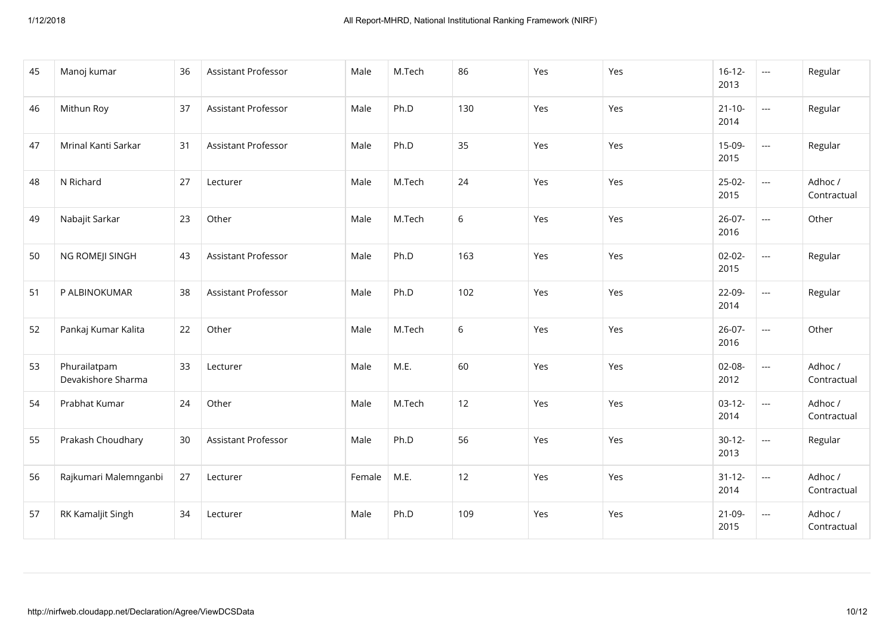| 45 | Manoj kumar | 36 | Assistant Professor | Male | M.Tech | 86 | Yes | Yes | 16-12-2013 | --- | Regular |
|---|---|---|---|---|---|---|---|---|---|---|---|
| 46 | Mithun Roy | 37 | Assistant Professor | Male | Ph.D | 130 | Yes | Yes | 21-10-2014 | --- | Regular |
| 47 | Mrinal Kanti Sarkar | 31 | Assistant Professor | Male | Ph.D | 35 | Yes | Yes | 15-09-2015 | --- | Regular |
| 48 | N Richard | 27 | Lecturer | Male | M.Tech | 24 | Yes | Yes | 25-02-2015 | --- | Adhoc / Contractual |
| 49 | Nabajit Sarkar | 23 | Other | Male | M.Tech | 6 | Yes | Yes | 26-07-2016 | --- | Other |
| 50 | NG ROMEJI SINGH | 43 | Assistant Professor | Male | Ph.D | 163 | Yes | Yes | 02-02-2015 | --- | Regular |
| 51 | P ALBINOKUMAR | 38 | Assistant Professor | Male | Ph.D | 102 | Yes | Yes | 22-09-2014 | --- | Regular |
| 52 | Pankaj Kumar Kalita | 22 | Other | Male | M.Tech | 6 | Yes | Yes | 26-07-2016 | --- | Other |
| 53 | Phurailatpam Devakishore Sharma | 33 | Lecturer | Male | M.E. | 60 | Yes | Yes | 02-08-2012 | --- | Adhoc / Contractual |
| 54 | Prabhat Kumar | 24 | Other | Male | M.Tech | 12 | Yes | Yes | 03-12-2014 | --- | Adhoc / Contractual |
| 55 | Prakash Choudhary | 30 | Assistant Professor | Male | Ph.D | 56 | Yes | Yes | 30-12-2013 | --- | Regular |
| 56 | Rajkumari Malemnganbi | 27 | Lecturer | Female | M.E. | 12 | Yes | Yes | 31-12-2014 | --- | Adhoc / Contractual |
| 57 | RK Kamaljit Singh | 34 | Lecturer | Male | Ph.D | 109 | Yes | Yes | 21-09-2015 | --- | Adhoc / Contractual |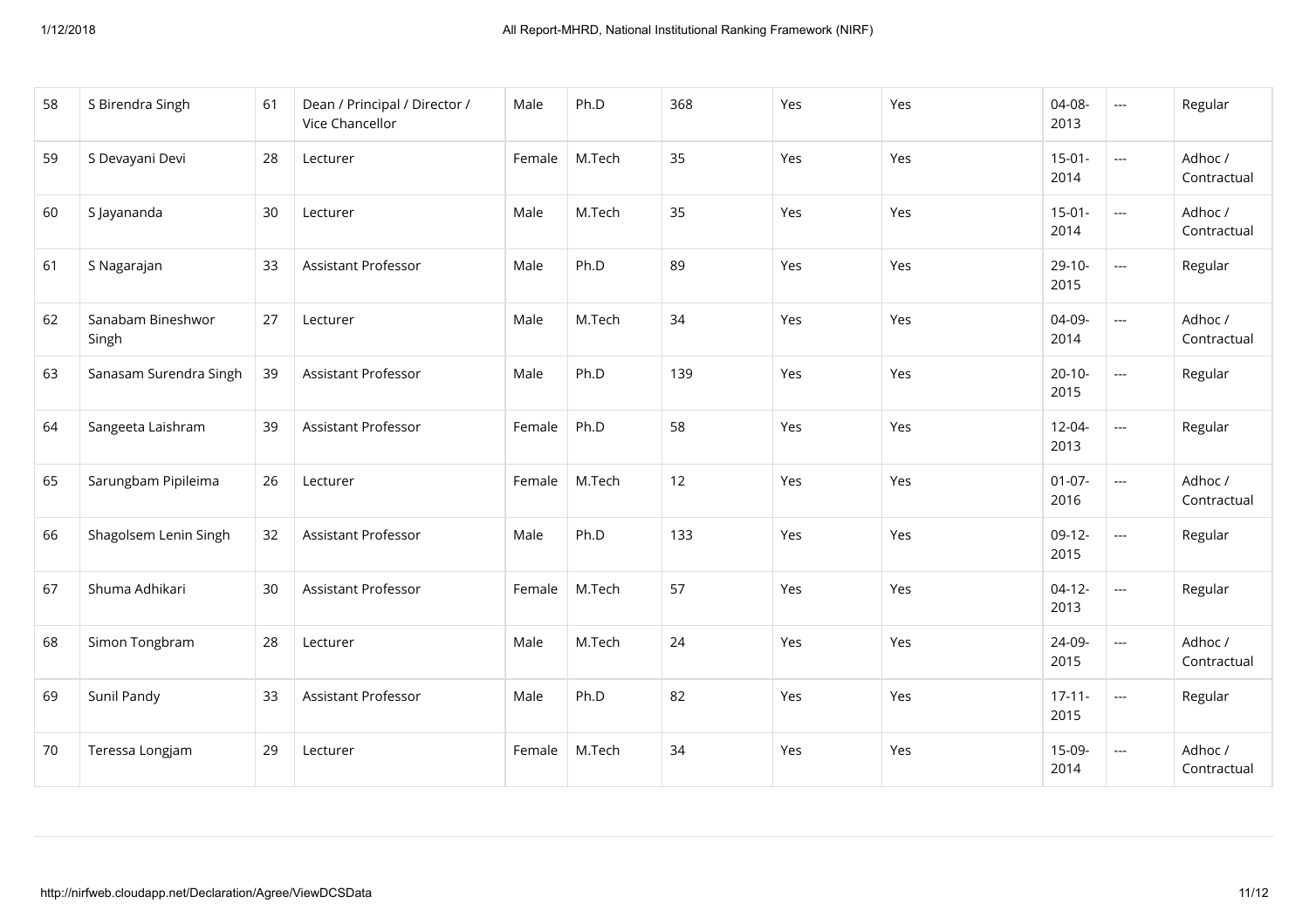| 58 | S Birendra Singh | 61 | Dean / Principal / Director / Vice Chancellor | Male | Ph.D | 368 | Yes | Yes | 04-08-2013 | --- | Regular |
|---|---|---|---|---|---|---|---|---|---|---|---|
| 59 | S Devayani Devi | 28 | Lecturer | Female | M.Tech | 35 | Yes | Yes | 15-01-2014 | --- | Adhoc / Contractual |
| 60 | S Jayananda | 30 | Lecturer | Male | M.Tech | 35 | Yes | Yes | 15-01-2014 | --- | Adhoc / Contractual |
| 61 | S Nagarajan | 33 | Assistant Professor | Male | Ph.D | 89 | Yes | Yes | 29-10-2015 | --- | Regular |
| 62 | Sanabam Bineshwor Singh | 27 | Lecturer | Male | M.Tech | 34 | Yes | Yes | 04-09-2014 | --- | Adhoc / Contractual |
| 63 | Sanasam Surendra Singh | 39 | Assistant Professor | Male | Ph.D | 139 | Yes | Yes | 20-10-2015 | --- | Regular |
| 64 | Sangeeta Laishram | 39 | Assistant Professor | Female | Ph.D | 58 | Yes | Yes | 12-04-2013 | --- | Regular |
| 65 | Sarungbam Pipileima | 26 | Lecturer | Female | M.Tech | 12 | Yes | Yes | 01-07-2016 | --- | Adhoc / Contractual |
| 66 | Shagolsem Lenin Singh | 32 | Assistant Professor | Male | Ph.D | 133 | Yes | Yes | 09-12-2015 | --- | Regular |
| 67 | Shuma Adhikari | 30 | Assistant Professor | Female | M.Tech | 57 | Yes | Yes | 04-12-2013 | --- | Regular |
| 68 | Simon Tongbram | 28 | Lecturer | Male | M.Tech | 24 | Yes | Yes | 24-09-2015 | --- | Adhoc / Contractual |
| 69 | Sunil Pandy | 33 | Assistant Professor | Male | Ph.D | 82 | Yes | Yes | 17-11-2015 | --- | Regular |
| 70 | Teressa Longjam | 29 | Lecturer | Female | M.Tech | 34 | Yes | Yes | 15-09-2014 | --- | Adhoc / Contractual |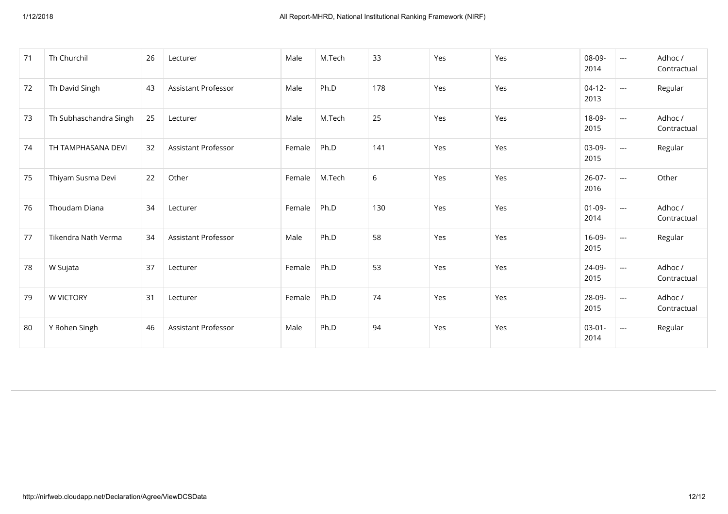| | | | | | | | | | | | |
|---|---|---|---|---|---|---|---|---|---|---|---|
| 71 | Th Churchil | 26 | Lecturer | Male | M.Tech | 33 | Yes | Yes | 08-09-2014 | --- | Adhoc / Contractual |
| 72 | Th David Singh | 43 | Assistant Professor | Male | Ph.D | 178 | Yes | Yes | 04-12-2013 | --- | Regular |
| 73 | Th Subhaschandra Singh | 25 | Lecturer | Male | M.Tech | 25 | Yes | Yes | 18-09-2015 | --- | Adhoc / Contractual |
| 74 | TH TAMPHASANA DEVI | 32 | Assistant Professor | Female | Ph.D | 141 | Yes | Yes | 03-09-2015 | --- | Regular |
| 75 | Thiyam Susma Devi | 22 | Other | Female | M.Tech | 6 | Yes | Yes | 26-07-2016 | --- | Other |
| 76 | Thoudam Diana | 34 | Lecturer | Female | Ph.D | 130 | Yes | Yes | 01-09-2014 | --- | Adhoc / Contractual |
| 77 | Tikendra Nath Verma | 34 | Assistant Professor | Male | Ph.D | 58 | Yes | Yes | 16-09-2015 | --- | Regular |
| 78 | W Sujata | 37 | Lecturer | Female | Ph.D | 53 | Yes | Yes | 24-09-2015 | --- | Adhoc / Contractual |
| 79 | W VICTORY | 31 | Lecturer | Female | Ph.D | 74 | Yes | Yes | 28-09-2015 | --- | Adhoc / Contractual |
| 80 | Y Rohen Singh | 46 | Assistant Professor | Male | Ph.D | 94 | Yes | Yes | 03-01-2014 | --- | Regular |